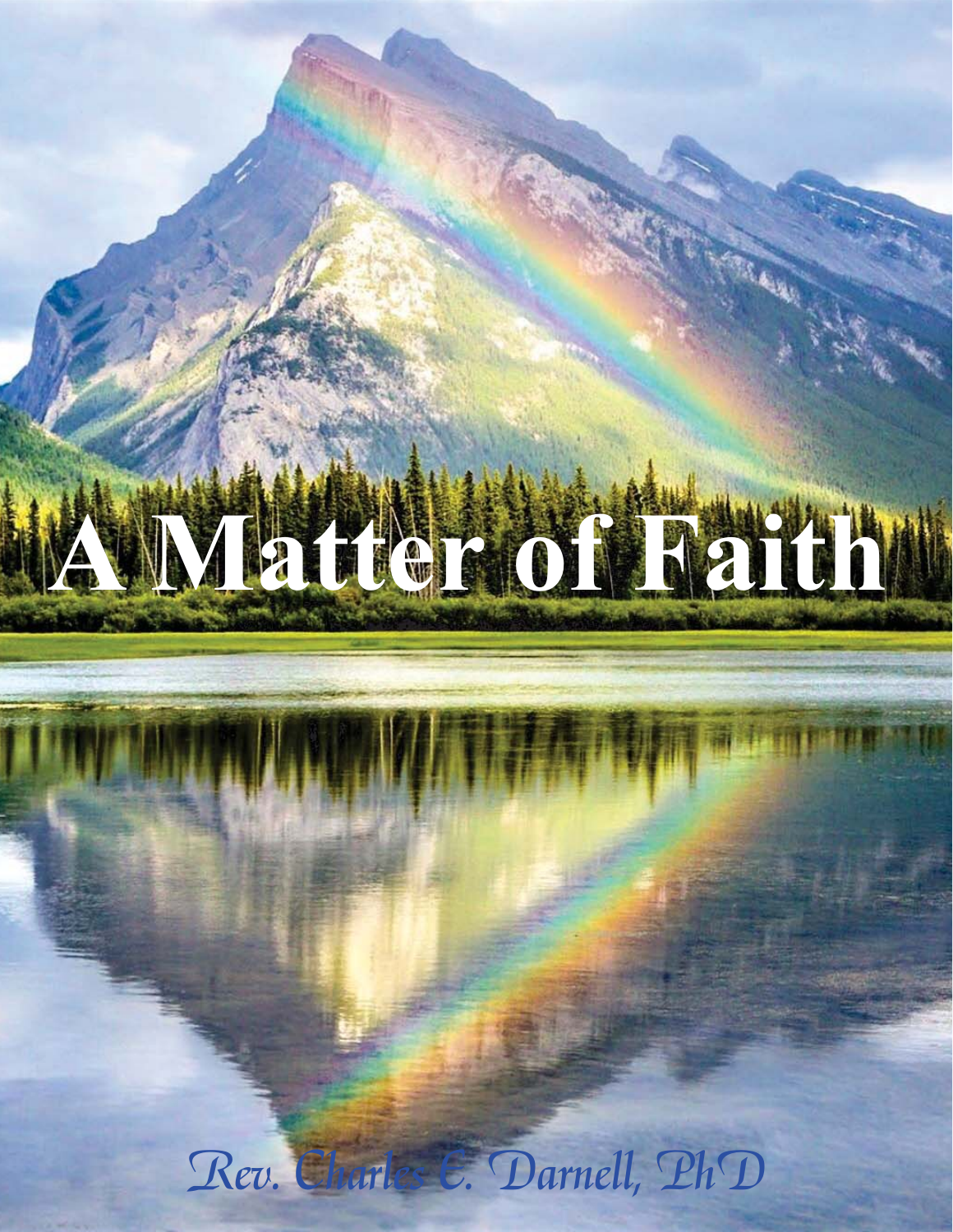# A Matter of Faith

*Rev. Charles E. Darnell, PhD*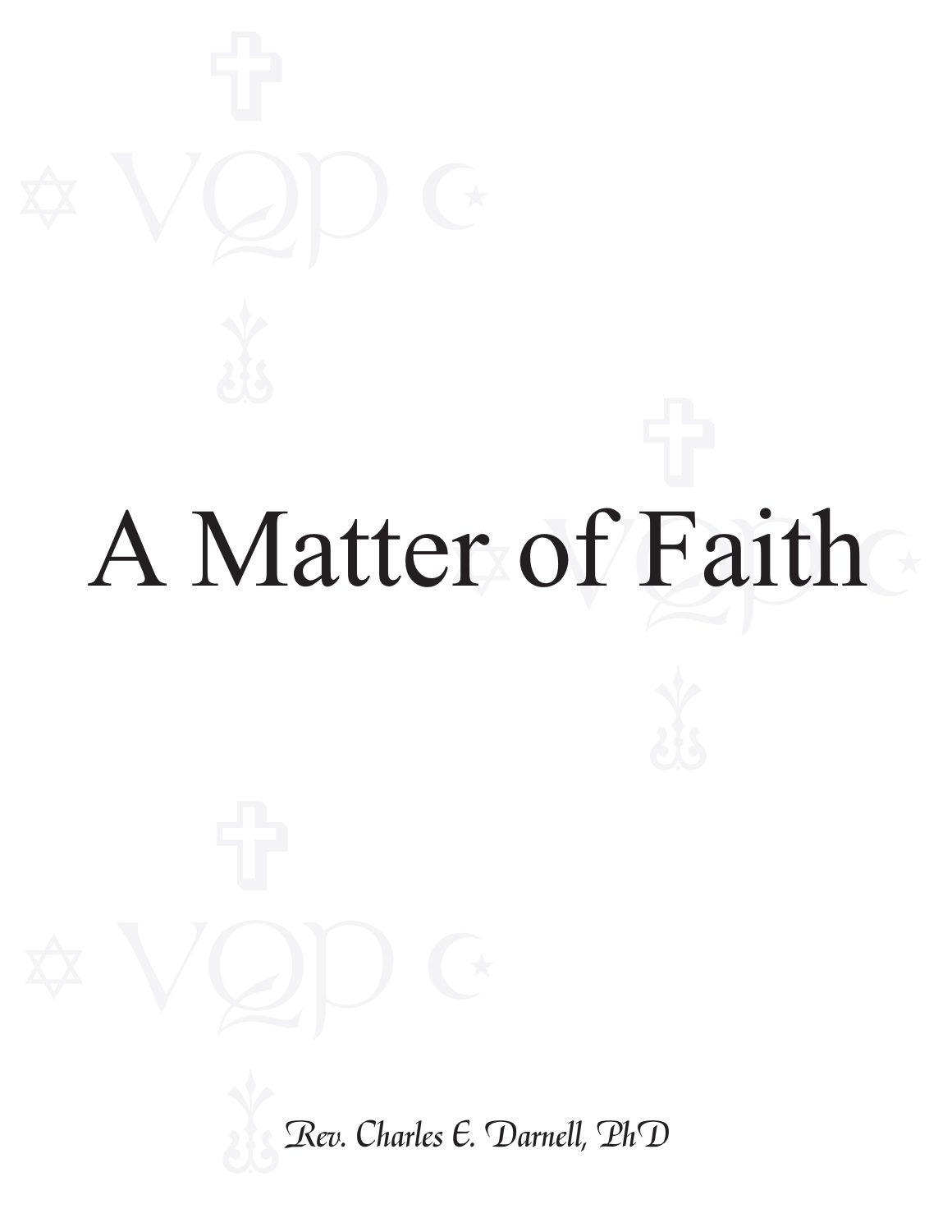# A Matter of Faith

*Rev. Charles E. Darnell, PhD*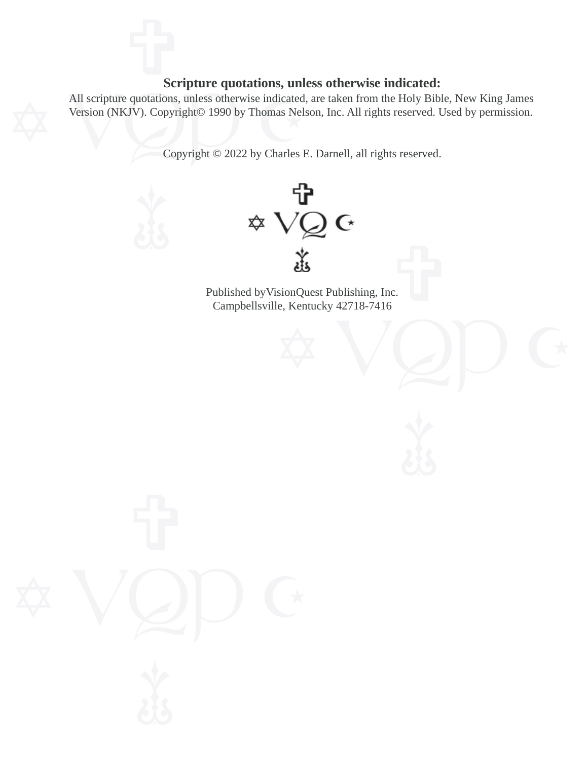**Scripture quotations, unless otherwise indicated:**

All scripture quotations, unless otherwise indicated, are taken from the Holy Bible, New King James Version (NKJV). Copyright© 1990 by Thomas Nelson, Inc. All rights reserved. Used by permission.

Copyright © 2022 by Charles E. Darnell, all rights reserved.

Published byVisionQuest Publishing, Inc.
Campbellsville, Kentucky 42718-7416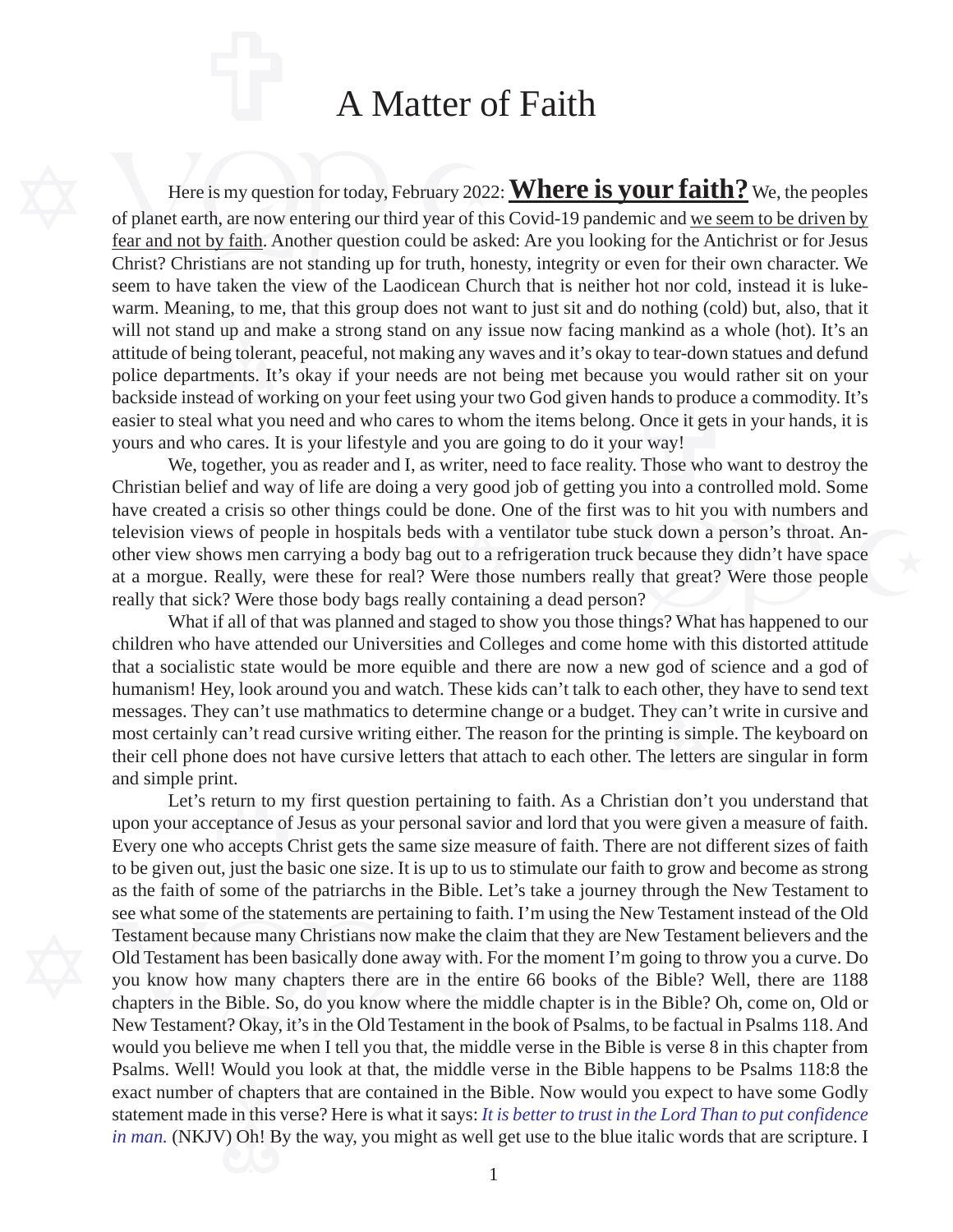# A Matter of Faith

Here is my question for today, February 2022: **<u>Where is your faith?</u>** We, the peoples of planet earth, are now entering our third year of this Covid-19 pandemic and <u>we seem to be driven by fear and not by faith</u>. Another question could be asked: Are you looking for the Antichrist or for Jesus Christ? Christians are not standing up for truth, honesty, integrity or even for their own character. We seem to have taken the view of the Laodicean Church that is neither hot nor cold, instead it is lukewarm. Meaning, to me, that this group does not want to just sit and do nothing (cold) but, also, that it will not stand up and make a strong stand on any issue now facing mankind as a whole (hot). It's an attitude of being tolerant, peaceful, not making any waves and it's okay to tear-down statues and defund police departments. It's okay if your needs are not being met because you would rather sit on your backside instead of working on your feet using your two God given hands to produce a commodity. It's easier to steal what you need and who cares to whom the items belong. Once it gets in your hands, it is yours and who cares. It is your lifestyle and you are going to do it your way!

We, together, you as reader and I, as writer, need to face reality. Those who want to destroy the Christian belief and way of life are doing a very good job of getting you into a controlled mold. Some have created a crisis so other things could be done. One of the first was to hit you with numbers and television views of people in hospitals beds with a ventilator tube stuck down a person's throat. Another view shows men carrying a body bag out to a refrigeration truck because they didn't have space at a morgue. Really, were these for real? Were those numbers really that great? Were those people really that sick? Were those body bags really containing a dead person?

What if all of that was planned and staged to show you those things? What has happened to our children who have attended our Universities and Colleges and come home with this distorted attitude that a socialistic state would be more equible and there are now a new god of science and a god of humanism! Hey, look around you and watch. These kids can't talk to each other, they have to send text messages. They can't use mathmatics to determine change or a budget. They can't write in cursive and most certainly can't read cursive writing either. The reason for the printing is simple. The keyboard on their cell phone does not have cursive letters that attach to each other. The letters are singular in form and simple print.

Let's return to my first question pertaining to faith. As a Christian don't you understand that upon your acceptance of Jesus as your personal savior and lord that you were given a measure of faith. Every one who accepts Christ gets the same size measure of faith. There are not different sizes of faith to be given out, just the basic one size. It is up to us to stimulate our faith to grow and become as strong as the faith of some of the patriarchs in the Bible. Let's take a journey through the New Testament to see what some of the statements are pertaining to faith. I'm using the New Testament instead of the Old Testament because many Christians now make the claim that they are New Testament believers and the Old Testament has been basically done away with. For the moment I'm going to throw you a curve. Do you know how many chapters there are in the entire 66 books of the Bible? Well, there are 1188 chapters in the Bible. So, do you know where the middle chapter is in the Bible? Oh, come on, Old or New Testament? Okay, it's in the Old Testament in the book of Psalms, to be factual in Psalms 118. And would you believe me when I tell you that, the middle verse in the Bible is verse 8 in this chapter from Psalms. Well! Would you look at that, the middle verse in the Bible happens to be Psalms 118:8 the exact number of chapters that are contained in the Bible. Now would you expect to have some Godly statement made in this verse? Here is what it says: *It is better to trust in the Lord Than to put confidence in man.* (NKJV) Oh! By the way, you might as well get use to the blue italic words that are scripture. I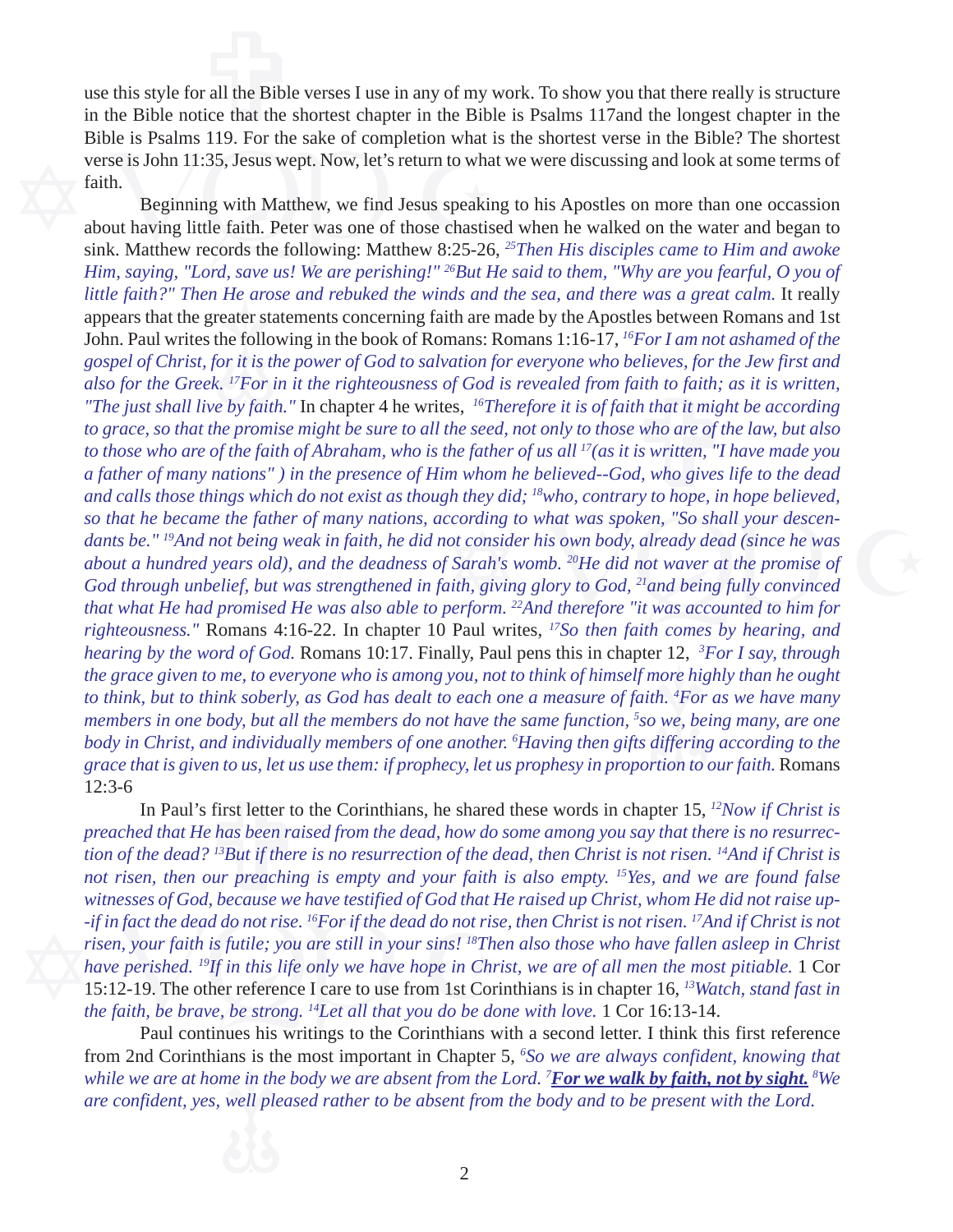use this style for all the Bible verses I use in any of my work. To show you that there really is structure in the Bible notice that the shortest chapter in the Bible is Psalms 117and the longest chapter in the Bible is Psalms 119. For the sake of completion what is the shortest verse in the Bible? The shortest verse is John 11:35, Jesus wept. Now, let's return to what we were discussing and look at some terms of faith.

Beginning with Matthew, we find Jesus speaking to his Apostles on more than one occassion about having little faith. Peter was one of those chastised when he walked on the water and began to sink. Matthew records the following: Matthew 8:25-26, *[25]Then His disciples came to Him and awoke Him, saying, "Lord, save us! We are perishing!" [26]But He said to them, "Why are you fearful, O you of little faith?" Then He arose and rebuked the winds and the sea, and there was a great calm.* It really appears that the greater statements concerning faith are made by the Apostles between Romans and 1st John. Paul writes the following in the book of Romans: Romans 1:16-17, *[16]For I am not ashamed of the gospel of Christ, for it is the power of God to salvation for everyone who believes, for the Jew first and also for the Greek. [17]For in it the righteousness of God is revealed from faith to faith; as it is written, "The just shall live by faith."* In chapter 4 he writes, *[16]Therefore it is of faith that it might be according to grace, so that the promise might be sure to all the seed, not only to those who are of the law, but also to those who are of the faith of Abraham, who is the father of us all [17](as it is written, "I have made you a father of many nations" ) in the presence of Him whom he believed--God, who gives life to the dead and calls those things which do not exist as though they did; [18]who, contrary to hope, in hope believed, so that he became the father of many nations, according to what was spoken, "So shall your descendants be." [19]And not being weak in faith, he did not consider his own body, already dead (since he was about a hundred years old), and the deadness of Sarah's womb. [20]He did not waver at the promise of God through unbelief, but was strengthened in faith, giving glory to God, [21]and being fully convinced that what He had promised He was also able to perform. [22]And therefore "it was accounted to him for righteousness."* Romans 4:16-22. In chapter 10 Paul writes, *[17]So then faith comes by hearing, and hearing by the word of God.* Romans 10:17. Finally, Paul pens this in chapter 12, *[3]For I say, through the grace given to me, to everyone who is among you, not to think of himself more highly than he ought to think, but to think soberly, as God has dealt to each one a measure of faith. [4]For as we have many members in one body, but all the members do not have the same function, [5]so we, being many, are one body in Christ, and individually members of one another. [6]Having then gifts differing according to the grace that is given to us, let us use them: if prophecy, let us prophesy in proportion to our faith.* Romans 12:3-6

In Paul's first letter to the Corinthians, he shared these words in chapter 15, *[12]Now if Christ is preached that He has been raised from the dead, how do some among you say that there is no resurrection of the dead? [13]But if there is no resurrection of the dead, then Christ is not risen. [14]And if Christ is not risen, then our preaching is empty and your faith is also empty. [15]Yes, and we are found false witnesses of God, because we have testified of God that He raised up Christ, whom He did not raise up--if in fact the dead do not rise. [16]For if the dead do not rise, then Christ is not risen. [17]And if Christ is not risen, your faith is futile; you are still in your sins! [18]Then also those who have fallen asleep in Christ have perished. [19]If in this life only we have hope in Christ, we are of all men the most pitiable.* 1 Cor 15:12-19. The other reference I care to use from 1st Corinthians is in chapter 16, *[13]Watch, stand fast in the faith, be brave, be strong. [14]Let all that you do be done with love.* 1 Cor 16:13-14.

Paul continues his writings to the Corinthians with a second letter. I think this first reference from 2nd Corinthians is the most important in Chapter 5, *[6]So we are always confident, knowing that while we are at home in the body we are absent from the Lord. [7]**For we walk by faith, not by sight.** [8]We are confident, yes, well pleased rather to be absent from the body and to be present with the Lord.*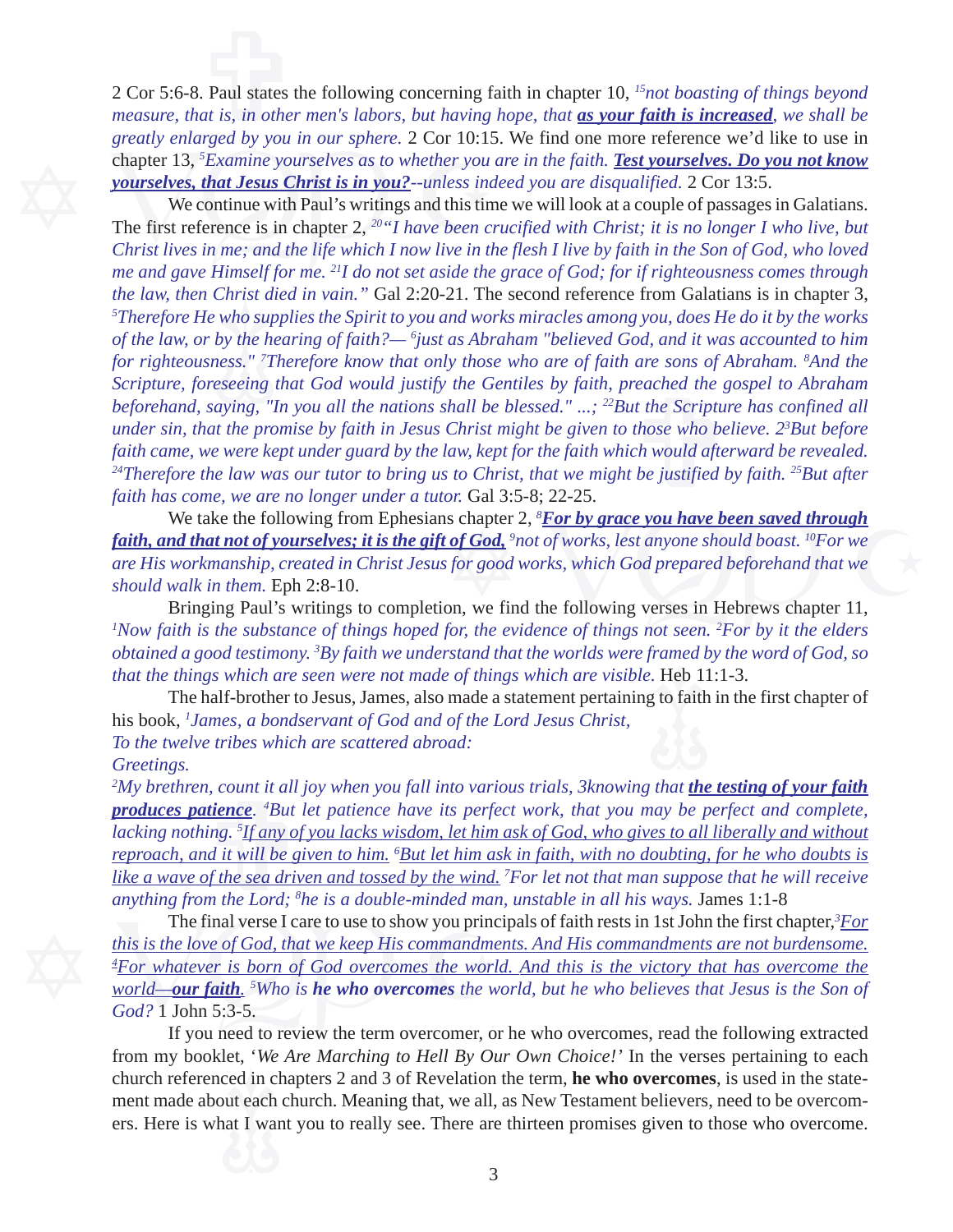2 Cor 5:6-8. Paul states the following concerning faith in chapter 10, *[15]not boasting of things beyond measure, that is, in other men's labors, but having hope, that **<u>as your faith is increased</u>**, we shall be greatly enlarged by you in our sphere.* 2 Cor 10:15. We find one more reference we'd like to use in chapter 13, *[5]Examine yourselves as to whether you are in the faith. **<u>Test yourselves. Do you not know yourselves, that Jesus Christ is in you?</u>**--unless indeed you are disqualified.* 2 Cor 13:5.

We continue with Paul's writings and this time we will look at a couple of passages in Galatians. The first reference is in chapter 2, *[20]"I have been crucified with Christ; it is no longer I who live, but Christ lives in me; and the life which I now live in the flesh I live by faith in the Son of God, who loved me and gave Himself for me. [21]I do not set aside the grace of God; for if righteousness comes through the law, then Christ died in vain."* Gal 2:20-21. The second reference from Galatians is in chapter 3, *[5]Therefore He who supplies the Spirit to you and works miracles among you, does He do it by the works of the law, or by the hearing of faith?— [6]just as Abraham "believed God, and it was accounted to him for righteousness." [7]Therefore know that only those who are of faith are sons of Abraham. [8]And the Scripture, foreseeing that God would justify the Gentiles by faith, preached the gospel to Abraham beforehand, saying, "In you all the nations shall be blessed." ...; [22]But the Scripture has confined all under sin, that the promise by faith in Jesus Christ might be given to those who believe. 2[3]But before faith came, we were kept under guard by the law, kept for the faith which would afterward be revealed. [24]Therefore the law was our tutor to bring us to Christ, that we might be justified by faith. [25]But after faith has come, we are no longer under a tutor.* Gal 3:5-8; 22-25.

We take the following from Ephesians chapter 2, *[8]**<u>For by grace you have been saved through faith, and that not of yourselves; it is the gift of God,</u>** [9]not of works, lest anyone should boast. [10]For we are His workmanship, created in Christ Jesus for good works, which God prepared beforehand that we should walk in them.* Eph 2:8-10.

Bringing Paul's writings to completion, we find the following verses in Hebrews chapter 11, *[1]Now faith is the substance of things hoped for, the evidence of things not seen. [2]For by it the elders obtained a good testimony. [3]By faith we understand that the worlds were framed by the word of God, so that the things which are seen were not made of things which are visible.* Heb 11:1-3.

The half-brother to Jesus, James, also made a statement pertaining to faith in the first chapter of his book, *[1]James, a bondservant of God and of the Lord Jesus Christ,*
*To the twelve tribes which are scattered abroad:*
*Greetings.*
*[2]My brethren, count it all joy when you fall into various trials, 3knowing that **<u>the testing of your faith produces patience</u>**. [4]But let patience have its perfect work, that you may be perfect and complete, lacking nothing. [5]<u>If any of you lacks wisdom, let him ask of God, who gives to all liberally and without reproach, and it will be given to him.</u> [6]<u>But let him ask in faith, with no doubting, for he who doubts is like a wave of the sea driven and tossed by the wind.</u> [7]For let not that man suppose that he will receive anything from the Lord; [8]he is a double-minded man, unstable in all his ways.* James 1:1-8

The final verse I care to use to show you principals of faith rests in 1st John the first chapter,*[3]<u>For this is the love of God, that we keep His commandments. And His commandments are not burdensome. [4]For whatever is born of God overcomes the world. And this is the victory that has overcome the world—**our faith**</u>. [5]Who is **he who overcomes** the world, but he who believes that Jesus is the Son of God?* 1 John 5:3-5.

If you need to review the term overcomer, or he who overcomes, read the following extracted from my booklet, *'We Are Marching to Hell By Our Own Choice!'* In the verses pertaining to each church referenced in chapters 2 and 3 of Revelation the term, **he who overcomes**, is used in the statement made about each church. Meaning that, we all, as New Testament believers, need to be overcomers. Here is what I want you to really see. There are thirteen promises given to those who overcome.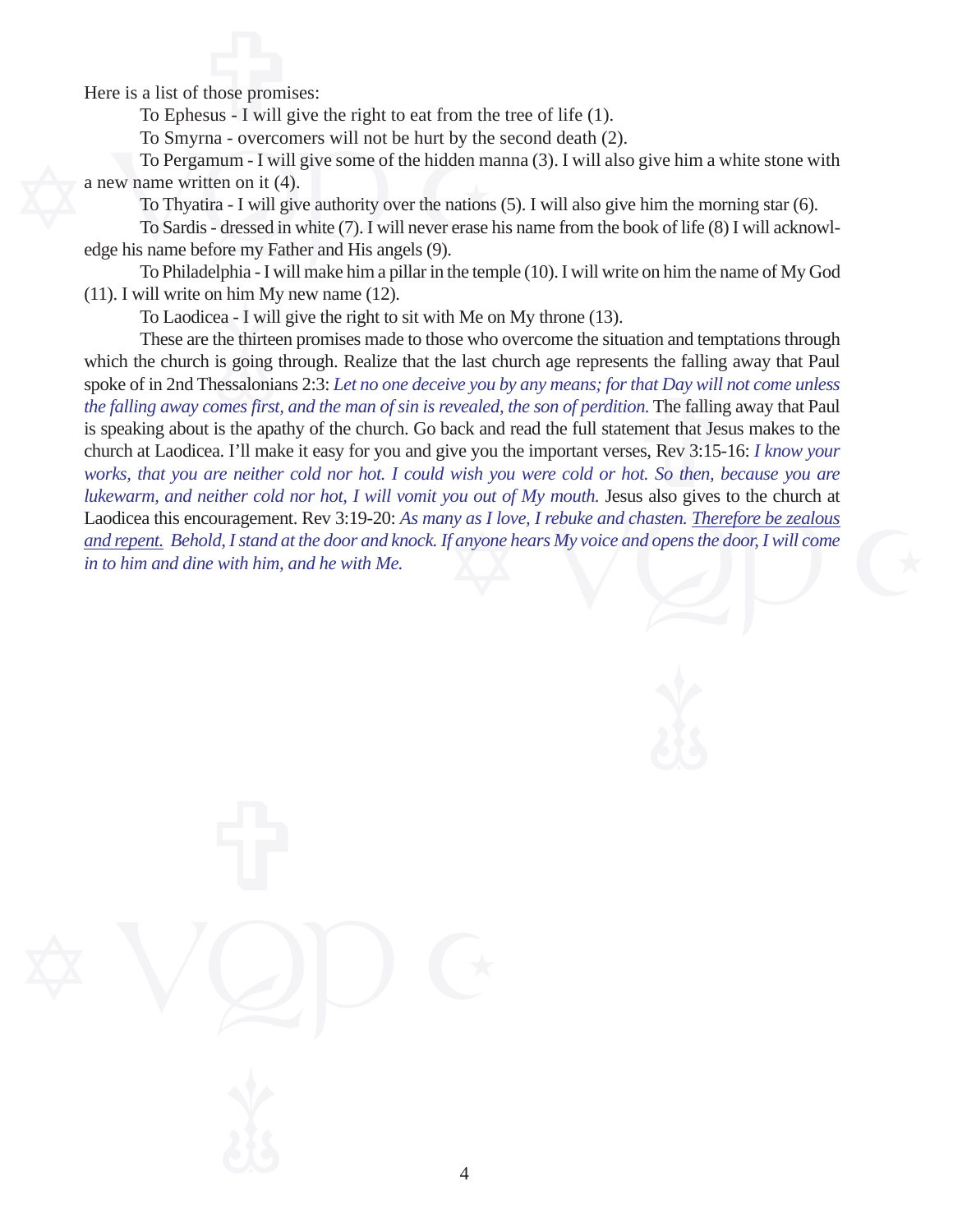Here is a list of those promises:

To Ephesus - I will give the right to eat from the tree of life (1).

To Smyrna - overcomers will not be hurt by the second death (2).

To Pergamum - I will give some of the hidden manna (3). I will also give him a white stone with a new name written on it (4).

To Thyatira - I will give authority over the nations (5). I will also give him the morning star (6).

To Sardis - dressed in white (7). I will never erase his name from the book of life (8) I will acknowledge his name before my Father and His angels (9).

To Philadelphia - I will make him a pillar in the temple (10). I will write on him the name of My God (11). I will write on him My new name (12).

To Laodicea - I will give the right to sit with Me on My throne (13).

These are the thirteen promises made to those who overcome the situation and temptations through which the church is going through. Realize that the last church age represents the falling away that Paul spoke of in 2nd Thessalonians 2:3: *Let no one deceive you by any means; for that Day will not come unless the falling away comes first, and the man of sin is revealed, the son of perdition.* The falling away that Paul is speaking about is the apathy of the church. Go back and read the full statement that Jesus makes to the church at Laodicea. I'll make it easy for you and give you the important verses, Rev 3:15-16: *I know your works, that you are neither cold nor hot. I could wish you were cold or hot. So then, because you are lukewarm, and neither cold nor hot, I will vomit you out of My mouth.* Jesus also gives to the church at Laodicea this encouragement. Rev 3:19-20: *As many as I love, I rebuke and chasten. <u>Therefore be zealous and repent.</u> Behold, I stand at the door and knock. If anyone hears My voice and opens the door, I will come in to him and dine with him, and he with Me.*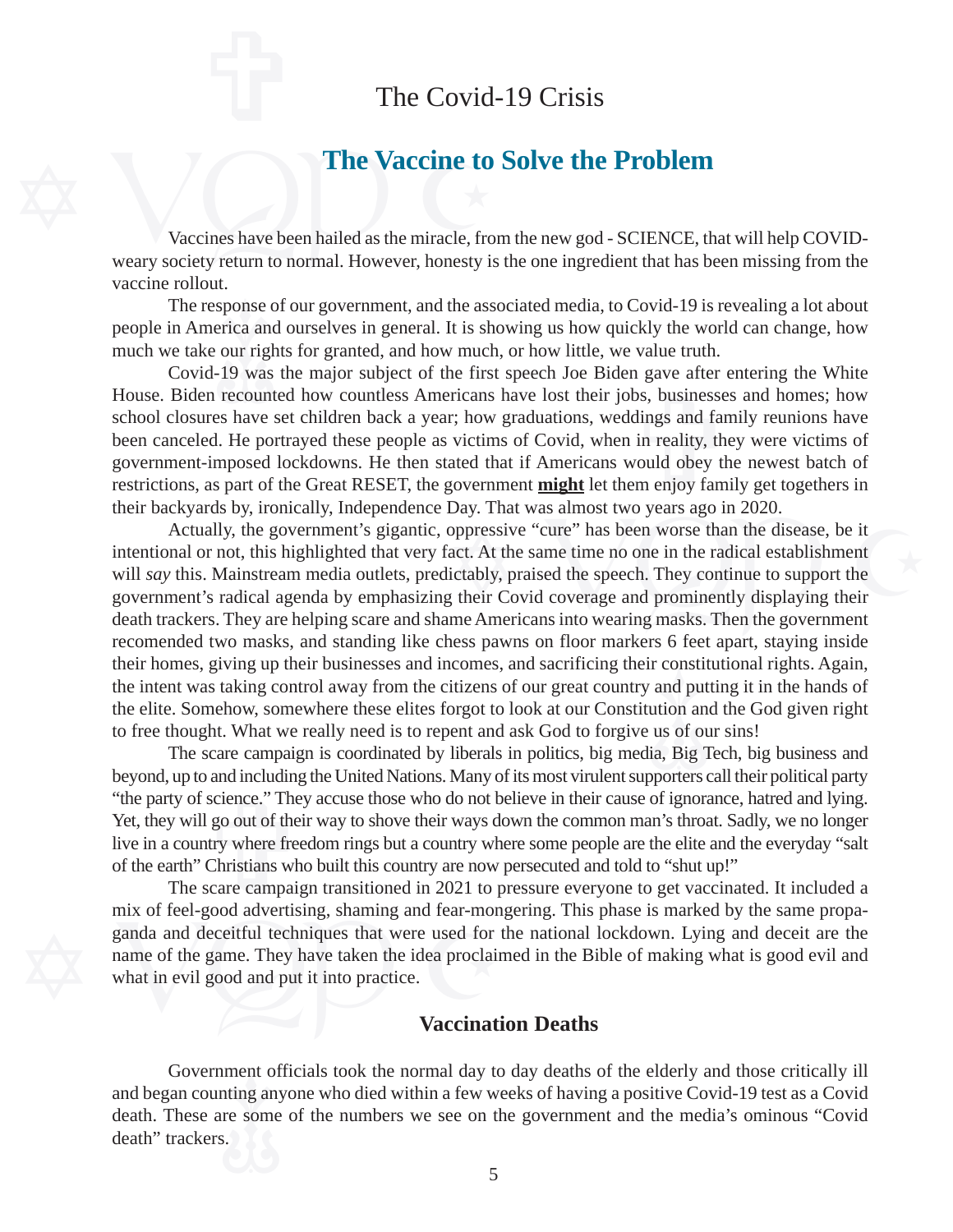# The Covid-19 Crisis

## The Vaccine to Solve the Problem

Vaccines have been hailed as the miracle, from the new god - SCIENCE, that will help COVID-weary society return to normal. However, honesty is the one ingredient that has been missing from the vaccine rollout.

The response of our government, and the associated media, to Covid-19 is revealing a lot about people in America and ourselves in general. It is showing us how quickly the world can change, how much we take our rights for granted, and how much, or how little, we value truth.

Covid-19 was the major subject of the first speech Joe Biden gave after entering the White House. Biden recounted how countless Americans have lost their jobs, businesses and homes; how school closures have set children back a year; how graduations, weddings and family reunions have been canceled. He portrayed these people as victims of Covid, when in reality, they were victims of government-imposed lockdowns. He then stated that if Americans would obey the newest batch of restrictions, as part of the Great RESET, the government **<u>might</u>** let them enjoy family get togethers in their backyards by, ironically, Independence Day. That was almost two years ago in 2020.

Actually, the government's gigantic, oppressive "cure" has been worse than the disease, be it intentional or not, this highlighted that very fact. At the same time no one in the radical establishment will *say* this. Mainstream media outlets, predictably, praised the speech. They continue to support the government's radical agenda by emphasizing their Covid coverage and prominently displaying their death trackers. They are helping scare and shame Americans into wearing masks. Then the government recomended two masks, and standing like chess pawns on floor markers 6 feet apart, staying inside their homes, giving up their businesses and incomes, and sacrificing their constitutional rights. Again, the intent was taking control away from the citizens of our great country and putting it in the hands of the elite. Somehow, somewhere these elites forgot to look at our Constitution and the God given right to free thought. What we really need is to repent and ask God to forgive us of our sins!

The scare campaign is coordinated by liberals in politics, big media, Big Tech, big business and beyond, up to and including the United Nations. Many of its most virulent supporters call their political party "the party of science." They accuse those who do not believe in their cause of ignorance, hatred and lying. Yet, they will go out of their way to shove their ways down the common man's throat. Sadly, we no longer live in a country where freedom rings but a country where some people are the elite and the everyday "salt of the earth" Christians who built this country are now persecuted and told to "shut up!"

The scare campaign transitioned in 2021 to pressure everyone to get vaccinated. It included a mix of feel-good advertising, shaming and fear-mongering. This phase is marked by the same propaganda and deceitful techniques that were used for the national lockdown. Lying and deceit are the name of the game. They have taken the idea proclaimed in the Bible of making what is good evil and what in evil good and put it into practice.

### Vaccination Deaths

Government officials took the normal day to day deaths of the elderly and those critically ill and began counting anyone who died within a few weeks of having a positive Covid-19 test as a Covid death. These are some of the numbers we see on the government and the media's ominous "Covid death" trackers.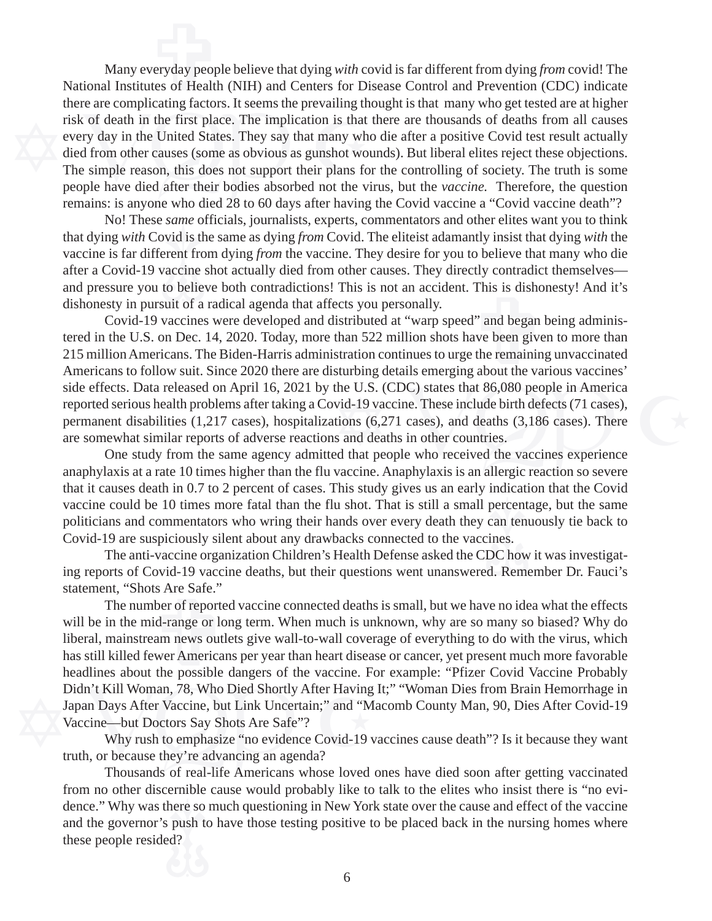Many everyday people believe that dying *with* covid is far different from dying *from* covid! The National Institutes of Health (NIH) and Centers for Disease Control and Prevention (CDC) indicate there are complicating factors. It seems the prevailing thought is that many who get tested are at higher risk of death in the first place. The implication is that there are thousands of deaths from all causes every day in the United States. They say that many who die after a positive Covid test result actually died from other causes (some as obvious as gunshot wounds). But liberal elites reject these objections. The simple reason, this does not support their plans for the controlling of society. The truth is some people have died after their bodies absorbed not the virus, but the *vaccine.* Therefore, the question remains: is anyone who died 28 to 60 days after having the Covid vaccine a "Covid vaccine death"?

No! These *same* officials, journalists, experts, commentators and other elites want you to think that dying *with* Covid is the same as dying *from* Covid. The eliteist adamantly insist that dying *with* the vaccine is far different from dying *from* the vaccine. They desire for you to believe that many who die after a Covid-19 vaccine shot actually died from other causes. They directly contradict themselves—and pressure you to believe both contradictions! This is not an accident. This is dishonesty! And it's dishonesty in pursuit of a radical agenda that affects you personally.

Covid-19 vaccines were developed and distributed at "warp speed" and began being administered in the U.S. on Dec. 14, 2020. Today, more than 522 million shots have been given to more than 215 million Americans. The Biden-Harris administration continues to urge the remaining unvaccinated Americans to follow suit. Since 2020 there are disturbing details emerging about the various vaccines' side effects. Data released on April 16, 2021 by the U.S. (CDC) states that 86,080 people in America reported serious health problems after taking a Covid-19 vaccine. These include birth defects (71 cases), permanent disabilities (1,217 cases), hospitalizations (6,271 cases), and deaths (3,186 cases). There are somewhat similar reports of adverse reactions and deaths in other countries.

One study from the same agency admitted that people who received the vaccines experience anaphylaxis at a rate 10 times higher than the flu vaccine. Anaphylaxis is an allergic reaction so severe that it causes death in 0.7 to 2 percent of cases. This study gives us an early indication that the Covid vaccine could be 10 times more fatal than the flu shot. That is still a small percentage, but the same politicians and commentators who wring their hands over every death they can tenuously tie back to Covid-19 are suspiciously silent about any drawbacks connected to the vaccines.

The anti-vaccine organization Children's Health Defense asked the CDC how it was investigating reports of Covid-19 vaccine deaths, but their questions went unanswered. Remember Dr. Fauci's statement, "Shots Are Safe."

The number of reported vaccine connected deaths is small, but we have no idea what the effects will be in the mid-range or long term. When much is unknown, why are so many so biased? Why do liberal, mainstream news outlets give wall-to-wall coverage of everything to do with the virus, which has still killed fewer Americans per year than heart disease or cancer, yet present much more favorable headlines about the possible dangers of the vaccine. For example: "Pfizer Covid Vaccine Probably Didn't Kill Woman, 78, Who Died Shortly After Having It;" "Woman Dies from Brain Hemorrhage in Japan Days After Vaccine, but Link Uncertain;" and "Macomb County Man, 90, Dies After Covid-19 Vaccine—but Doctors Say Shots Are Safe"?

Why rush to emphasize "no evidence Covid-19 vaccines cause death"? Is it because they want truth, or because they're advancing an agenda?

Thousands of real-life Americans whose loved ones have died soon after getting vaccinated from no other discernible cause would probably like to talk to the elites who insist there is "no evidence." Why was there so much questioning in New York state over the cause and effect of the vaccine and the governor's push to have those testing positive to be placed back in the nursing homes where these people resided?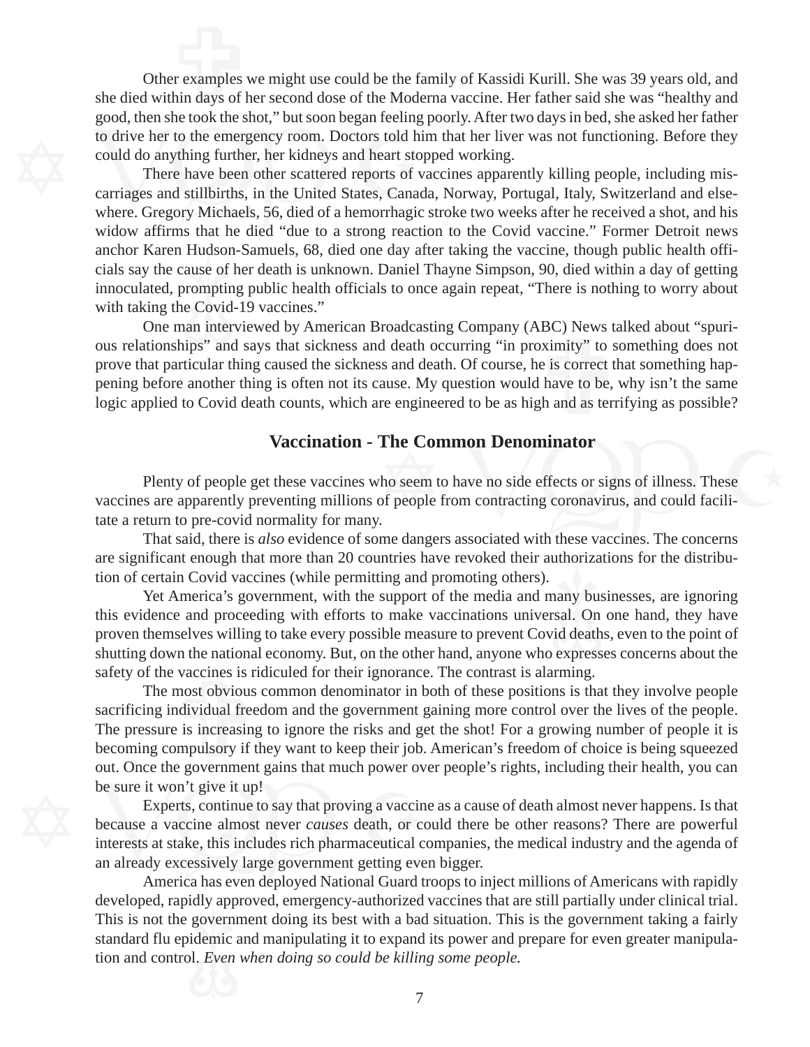Other examples we might use could be the family of Kassidi Kurill. She was 39 years old, and she died within days of her second dose of the Moderna vaccine. Her father said she was "healthy and good, then she took the shot," but soon began feeling poorly. After two days in bed, she asked her father to drive her to the emergency room. Doctors told him that her liver was not functioning. Before they could do anything further, her kidneys and heart stopped working.

There have been other scattered reports of vaccines apparently killing people, including miscarriages and stillbirths, in the United States, Canada, Norway, Portugal, Italy, Switzerland and elsewhere. Gregory Michaels, 56, died of a hemorrhagic stroke two weeks after he received a shot, and his widow affirms that he died "due to a strong reaction to the Covid vaccine." Former Detroit news anchor Karen Hudson-Samuels, 68, died one day after taking the vaccine, though public health officials say the cause of her death is unknown. Daniel Thayne Simpson, 90, died within a day of getting innoculated, prompting public health officials to once again repeat, "There is nothing to worry about with taking the Covid-19 vaccines."

One man interviewed by American Broadcasting Company (ABC) News talked about "spurious relationships" and says that sickness and death occurring "in proximity" to something does not prove that particular thing caused the sickness and death. Of course, he is correct that something happening before another thing is often not its cause. My question would have to be, why isn't the same logic applied to Covid death counts, which are engineered to be as high and as terrifying as possible?

## Vaccination - The Common Denominator

Plenty of people get these vaccines who seem to have no side effects or signs of illness. These vaccines are apparently preventing millions of people from contracting coronavirus, and could facilitate a return to pre-covid normality for many.

That said, there is *also* evidence of some dangers associated with these vaccines. The concerns are significant enough that more than 20 countries have revoked their authorizations for the distribution of certain Covid vaccines (while permitting and promoting others).

Yet America's government, with the support of the media and many businesses, are ignoring this evidence and proceeding with efforts to make vaccinations universal. On one hand, they have proven themselves willing to take every possible measure to prevent Covid deaths, even to the point of shutting down the national economy. But, on the other hand, anyone who expresses concerns about the safety of the vaccines is ridiculed for their ignorance. The contrast is alarming.

The most obvious common denominator in both of these positions is that they involve people sacrificing individual freedom and the government gaining more control over the lives of the people. The pressure is increasing to ignore the risks and get the shot! For a growing number of people it is becoming compulsory if they want to keep their job. American's freedom of choice is being squeezed out. Once the government gains that much power over people's rights, including their health, you can be sure it won't give it up!

Experts, continue to say that proving a vaccine as a cause of death almost never happens. Is that because a vaccine almost never *causes* death, or could there be other reasons? There are powerful interests at stake, this includes rich pharmaceutical companies, the medical industry and the agenda of an already excessively large government getting even bigger.

America has even deployed National Guard troops to inject millions of Americans with rapidly developed, rapidly approved, emergency-authorized vaccines that are still partially under clinical trial. This is not the government doing its best with a bad situation. This is the government taking a fairly standard flu epidemic and manipulating it to expand its power and prepare for even greater manipulation and control. *Even when doing so could be killing some people.*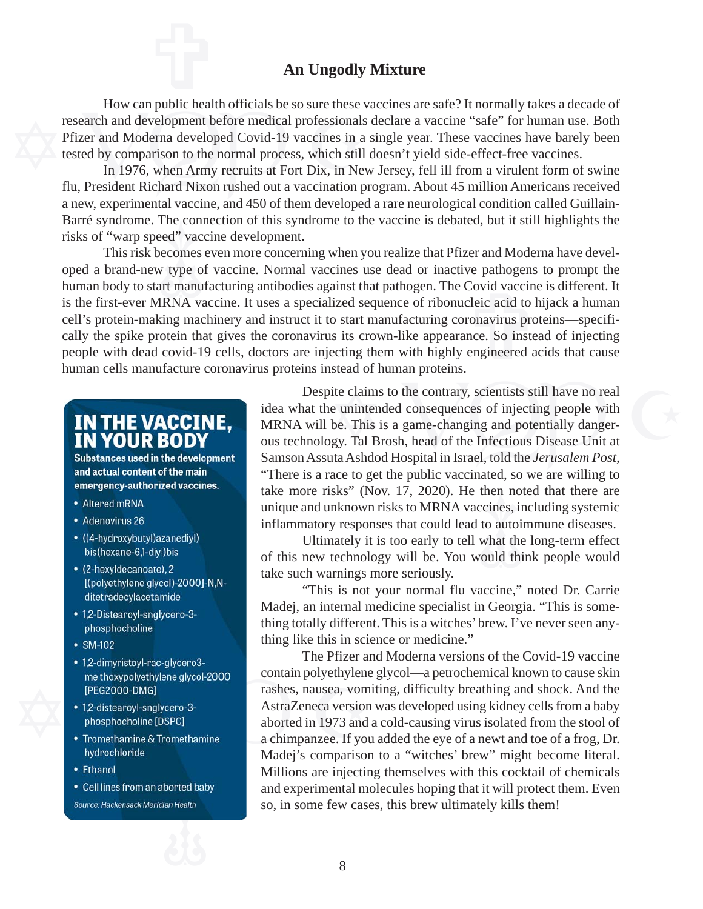## An Ungodly Mixture

How can public health officials be so sure these vaccines are safe? It normally takes a decade of research and development before medical professionals declare a vaccine "safe" for human use. Both Pfizer and Moderna developed Covid-19 vaccines in a single year. These vaccines have barely been tested by comparison to the normal process, which still doesn't yield side-effect-free vaccines.

In 1976, when Army recruits at Fort Dix, in New Jersey, fell ill from a virulent form of swine flu, President Richard Nixon rushed out a vaccination program. About 45 million Americans received a new, experimental vaccine, and 450 of them developed a rare neurological condition called Guillain-Barré syndrome. The connection of this syndrome to the vaccine is debated, but it still highlights the risks of "warp speed" vaccine development.

This risk becomes even more concerning when you realize that Pfizer and Moderna have developed a brand-new type of vaccine. Normal vaccines use dead or inactive pathogens to prompt the human body to start manufacturing antibodies against that pathogen. The Covid vaccine is different. It is the first-ever MRNA vaccine. It uses a specialized sequence of ribonucleic acid to hijack a human cell's protein-making machinery and instruct it to start manufacturing coronavirus proteins—specifically the spike protein that gives the coronavirus its crown-like appearance. So instead of injecting people with dead covid-19 cells, doctors are injecting them with highly engineered acids that cause human cells manufacture coronavirus proteins instead of human proteins.

Despite claims to the contrary, scientists still have no real idea what the unintended consequences of injecting people with MRNA will be. This is a game-changing and potentially dangerous technology. Tal Brosh, head of the Infectious Disease Unit at Samson Assuta Ashdod Hospital in Israel, told the *Jerusalem Post*, "There is a race to get the public vaccinated, so we are willing to take more risks" (Nov. 17, 2020). He then noted that there are unique and unknown risks to MRNA vaccines, including systemic inflammatory responses that could lead to autoimmune diseases.

Ultimately it is too early to tell what the long-term effect of this new technology will be. You would think people would take such warnings more seriously.

"This is not your normal flu vaccine," noted Dr. Carrie Madej, an internal medicine specialist in Georgia. "This is something totally different. This is a witches' brew. I've never seen anything like this in science or medicine."

The Pfizer and Moderna versions of the Covid-19 vaccine contain polyethylene glycol—a petrochemical known to cause skin rashes, nausea, vomiting, difficulty breathing and shock. And the AstraZeneca version was developed using kidney cells from a baby aborted in 1973 and a cold-causing virus isolated from the stool of a chimpanzee. If you added the eye of a newt and toe of a frog, Dr. Madej's comparison to a "witches' brew" might become literal. Millions are injecting themselves with this cocktail of chemicals and experimental molecules hoping that it will protect them. Even so, in some few cases, this brew ultimately kills them!

### IN THE VACCINE, IN YOUR BODY

**Substances used in the development and actual content of the main emergency-authorized vaccines.**

- Altered mRNA
- Adenovirus 26
- ((4-hydroxybutyl)azanediyl) bis(hexane-6,1-diyl)bis
- (2-hexyldecanoate), 2 [(polyethylene glycol)-2000]-N,N-ditetradecylacetamide
- 1,2-Distearoyl-snglycero-3-phosphocholine
- SM-102
- 1,2-dimyristoyl-rac-glycero3-me thoxypolyethylene glycol-2000 [PEG2000-DMG]
- 1,2-distearoyl-snglycero-3-phosphocholine [DSPC]
- Tromethamine & Tromethamine hydrochloride
- Ethanol
- Cell lines from an aborted baby

*Source: Hackensack Meridian Health*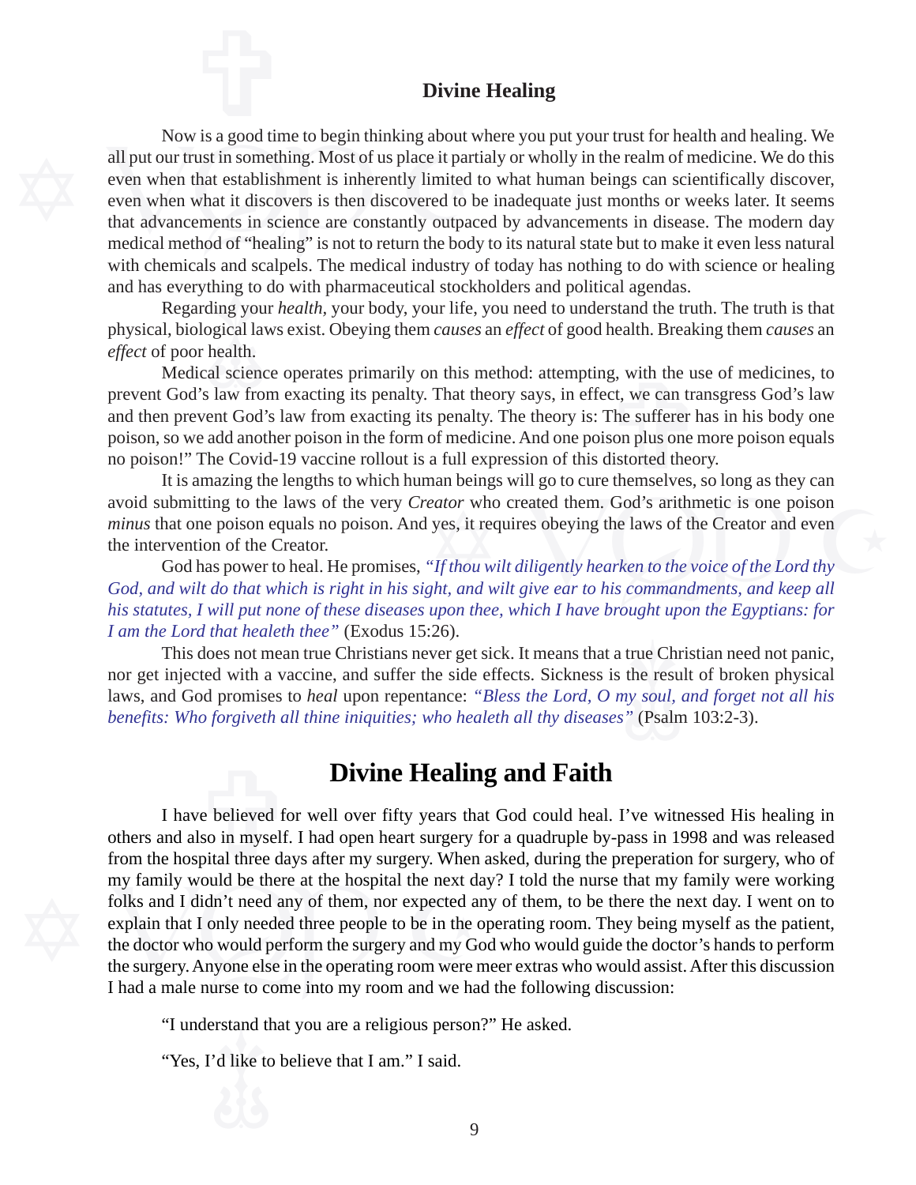## Divine Healing

Now is a good time to begin thinking about where you put your trust for health and healing. We all put our trust in something. Most of us place it partialy or wholly in the realm of medicine. We do this even when that establishment is inherently limited to what human beings can scientifically discover, even when what it discovers is then discovered to be inadequate just months or weeks later. It seems that advancements in science are constantly outpaced by advancements in disease. The modern day medical method of "healing" is not to return the body to its natural state but to make it even less natural with chemicals and scalpels. The medical industry of today has nothing to do with science or healing and has everything to do with pharmaceutical stockholders and political agendas.

Regarding your *health*, your body, your life, you need to understand the truth. The truth is that physical, biological laws exist. Obeying them *causes* an *effect* of good health. Breaking them *causes* an *effect* of poor health.

Medical science operates primarily on this method: attempting, with the use of medicines, to prevent God's law from exacting its penalty. That theory says, in effect, we can transgress God's law and then prevent God's law from exacting its penalty. The theory is: The sufferer has in his body one poison, so we add another poison in the form of medicine. And one poison plus one more poison equals no poison!" The Covid-19 vaccine rollout is a full expression of this distorted theory.

It is amazing the lengths to which human beings will go to cure themselves, so long as they can avoid submitting to the laws of the very *Creator* who created them. God's arithmetic is one poison *minus* that one poison equals no poison. And yes, it requires obeying the laws of the Creator and even the intervention of the Creator.

God has power to heal. He promises, *"If thou wilt diligently hearken to the voice of the Lord thy God, and wilt do that which is right in his sight, and wilt give ear to his commandments, and keep all his statutes, I will put none of these diseases upon thee, which I have brought upon the Egyptians: for I am the Lord that healeth thee"* (Exodus 15:26).

This does not mean true Christians never get sick. It means that a true Christian need not panic, nor get injected with a vaccine, and suffer the side effects. Sickness is the result of broken physical laws, and God promises to *heal* upon repentance: *"Bless the Lord, O my soul, and forget not all his benefits: Who forgiveth all thine iniquities; who healeth all thy diseases"* (Psalm 103:2-3).

## Divine Healing and Faith

I have believed for well over fifty years that God could heal. I've witnessed His healing in others and also in myself. I had open heart surgery for a quadruple by-pass in 1998 and was released from the hospital three days after my surgery. When asked, during the preperation for surgery, who of my family would be there at the hospital the next day? I told the nurse that my family were working folks and I didn't need any of them, nor expected any of them, to be there the next day. I went on to explain that I only needed three people to be in the operating room. They being myself as the patient, the doctor who would perform the surgery and my God who would guide the doctor's hands to perform the surgery. Anyone else in the operating room were meer extras who would assist. After this discussion I had a male nurse to come into my room and we had the following discussion:

"I understand that you are a religious person?" He asked.

"Yes, I'd like to believe that I am." I said.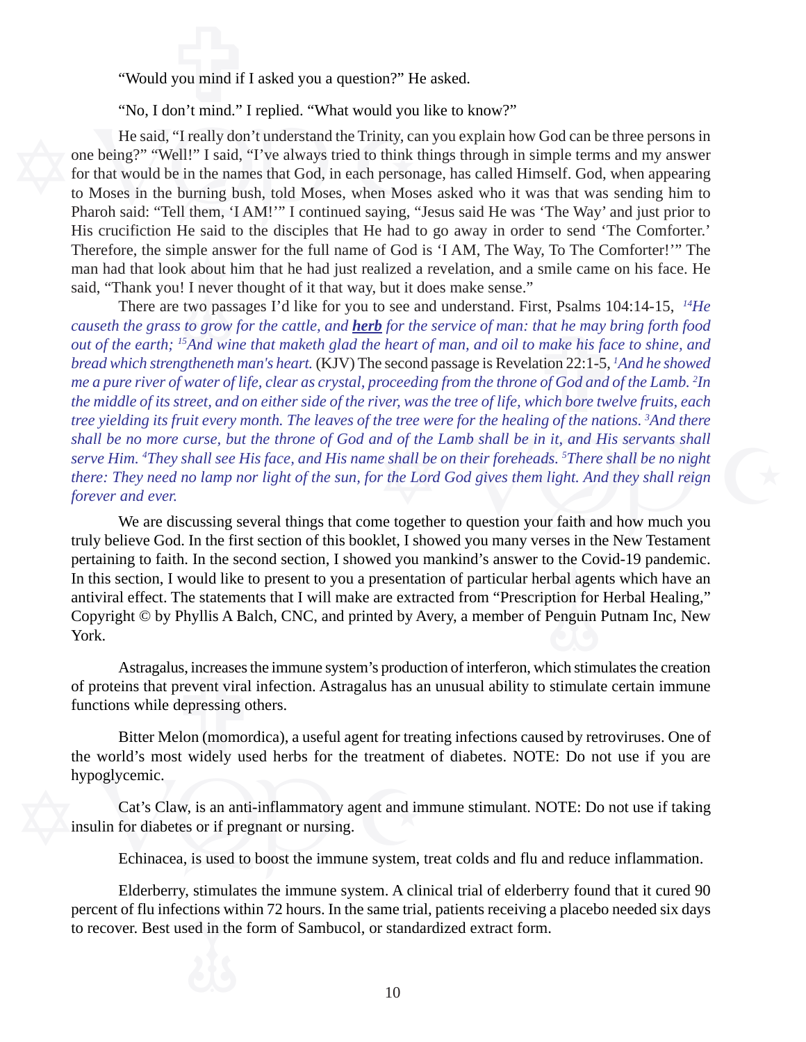"Would you mind if I asked you a question?" He asked.

"No, I don't mind." I replied. "What would you like to know?"

He said, "I really don't understand the Trinity, can you explain how God can be three persons in one being?" "Well!" I said, "I've always tried to think things through in simple terms and my answer for that would be in the names that God, in each personage, has called Himself. God, when appearing to Moses in the burning bush, told Moses, when Moses asked who it was that was sending him to Pharoh said: "Tell them, 'I AM!'" I continued saying, "Jesus said He was 'The Way' and just prior to His crucifiction He said to the disciples that He had to go away in order to send 'The Comforter.' Therefore, the simple answer for the full name of God is 'I AM, The Way, To The Comforter!'" The man had that look about him that he had just realized a revelation, and a smile came on his face. He said, "Thank you! I never thought of it that way, but it does make sense."

There are two passages I'd like for you to see and understand. First, Psalms 104:14-15, *[14]He causeth the grass to grow for the cattle, and **herb** for the service of man: that he may bring forth food out of the earth; [15]And wine that maketh glad the heart of man, and oil to make his face to shine, and bread which strengtheneth man's heart.* (KJV) The second passage is Revelation 22:1-5, *[1]And he showed me a pure river of water of life, clear as crystal, proceeding from the throne of God and of the Lamb. [2]In the middle of its street, and on either side of the river, was the tree of life, which bore twelve fruits, each tree yielding its fruit every month. The leaves of the tree were for the healing of the nations. [3]And there shall be no more curse, but the throne of God and of the Lamb shall be in it, and His servants shall serve Him. [4]They shall see His face, and His name shall be on their foreheads. [5]There shall be no night there: They need no lamp nor light of the sun, for the Lord God gives them light. And they shall reign forever and ever.*

We are discussing several things that come together to question your faith and how much you truly believe God. In the first section of this booklet, I showed you many verses in the New Testament pertaining to faith. In the second section, I showed you mankind's answer to the Covid-19 pandemic. In this section, I would like to present to you a presentation of particular herbal agents which have an antiviral effect. The statements that I will make are extracted from "Prescription for Herbal Healing," Copyright © by Phyllis A Balch, CNC, and printed by Avery, a member of Penguin Putnam Inc, New York.

Astragalus, increases the immune system's production of interferon, which stimulates the creation of proteins that prevent viral infection. Astragalus has an unusual ability to stimulate certain immune functions while depressing others.

Bitter Melon (momordica), a useful agent for treating infections caused by retroviruses. One of the world's most widely used herbs for the treatment of diabetes. NOTE: Do not use if you are hypoglycemic.

Cat's Claw, is an anti-inflammatory agent and immune stimulant. NOTE: Do not use if taking insulin for diabetes or if pregnant or nursing.

Echinacea, is used to boost the immune system, treat colds and flu and reduce inflammation.

Elderberry, stimulates the immune system. A clinical trial of elderberry found that it cured 90 percent of flu infections within 72 hours. In the same trial, patients receiving a placebo needed six days to recover. Best used in the form of Sambucol, or standardized extract form.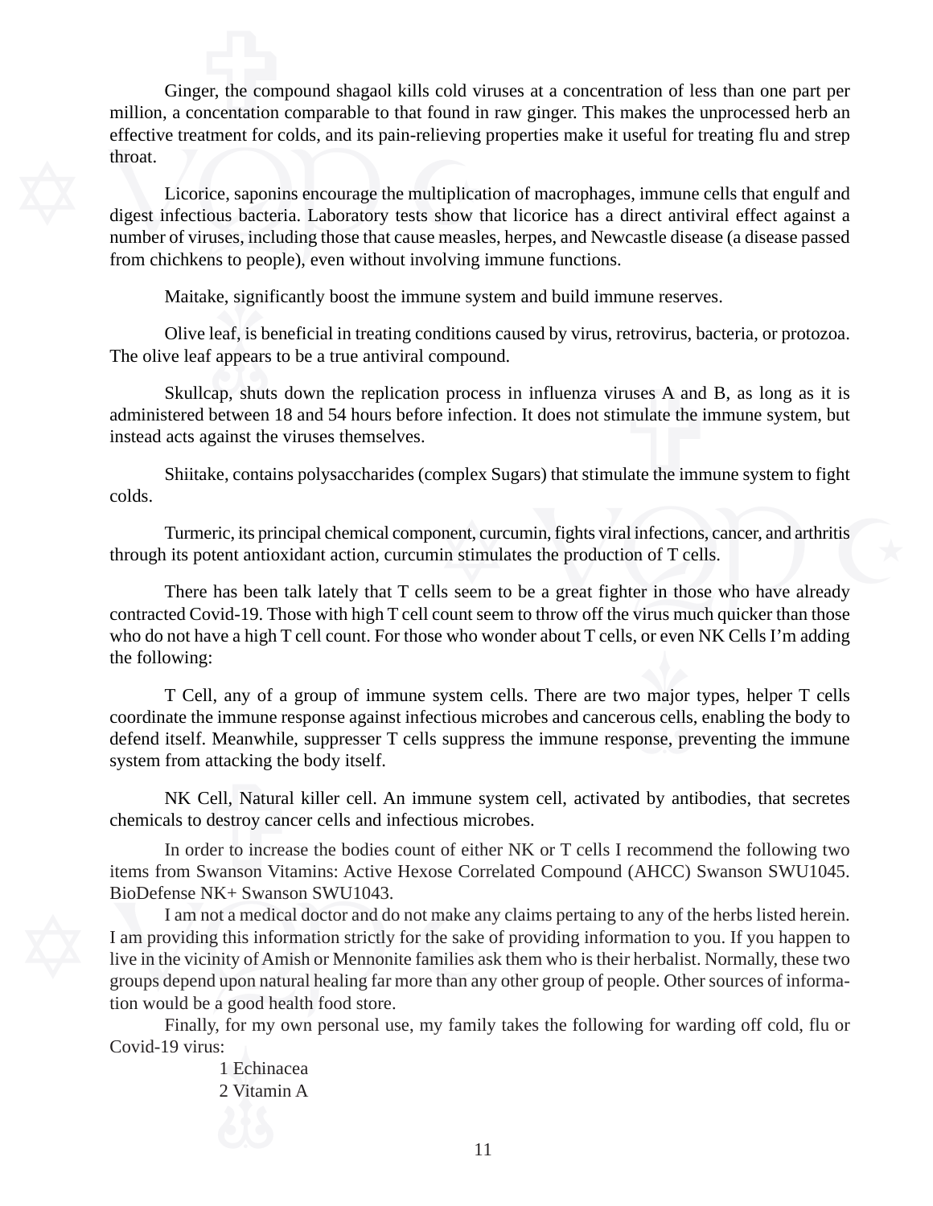Ginger, the compound shagaol kills cold viruses at a concentration of less than one part per million, a concentration comparable to that found in raw ginger. This makes the unprocessed herb an effective treatment for colds, and its pain-relieving properties make it useful for treating flu and strep throat.

Licorice, saponins encourage the multiplication of macrophages, immune cells that engulf and digest infectious bacteria. Laboratory tests show that licorice has a direct antiviral effect against a number of viruses, including those that cause measles, herpes, and Newcastle disease (a disease passed from chichkens to people), even without involving immune functions.

Maitake, significantly boost the immune system and build immune reserves.

Olive leaf, is beneficial in treating conditions caused by virus, retrovirus, bacteria, or protozoa. The olive leaf appears to be a true antiviral compound.

Skullcap, shuts down the replication process in influenza viruses A and B, as long as it is administered between 18 and 54 hours before infection. It does not stimulate the immune system, but instead acts against the viruses themselves.

Shiitake, contains polysaccharides (complex Sugars) that stimulate the immune system to fight colds.

Turmeric, its principal chemical component, curcumin, fights viral infections, cancer, and arthritis through its potent antioxidant action, curcumin stimulates the production of T cells.

There has been talk lately that T cells seem to be a great fighter in those who have already contracted Covid-19. Those with high T cell count seem to throw off the virus much quicker than those who do not have a high T cell count. For those who wonder about T cells, or even NK Cells I'm adding the following:

T Cell, any of a group of immune system cells. There are two major types, helper T cells coordinate the immune response against infectious microbes and cancerous cells, enabling the body to defend itself. Meanwhile, suppresser T cells suppress the immune response, preventing the immune system from attacking the body itself.

NK Cell, Natural killer cell. An immune system cell, activated by antibodies, that secretes chemicals to destroy cancer cells and infectious microbes.

In order to increase the bodies count of either NK or T cells I recommend the following two items from Swanson Vitamins: Active Hexose Correlated Compound (AHCC) Swanson SWU1045. BioDefense NK+ Swanson SWU1043.

I am not a medical doctor and do not make any claims pertaining to any of the herbs listed herein. I am providing this information strictly for the sake of providing information to you. If you happen to live in the vicinity of Amish or Mennonite families ask them who is their herbalist. Normally, these two groups depend upon natural healing far more than any other group of people. Other sources of information would be a good health food store.

Finally, for my own personal use, my family takes the following for warding off cold, flu or Covid-19 virus:

1 Echinacea
2 Vitamin A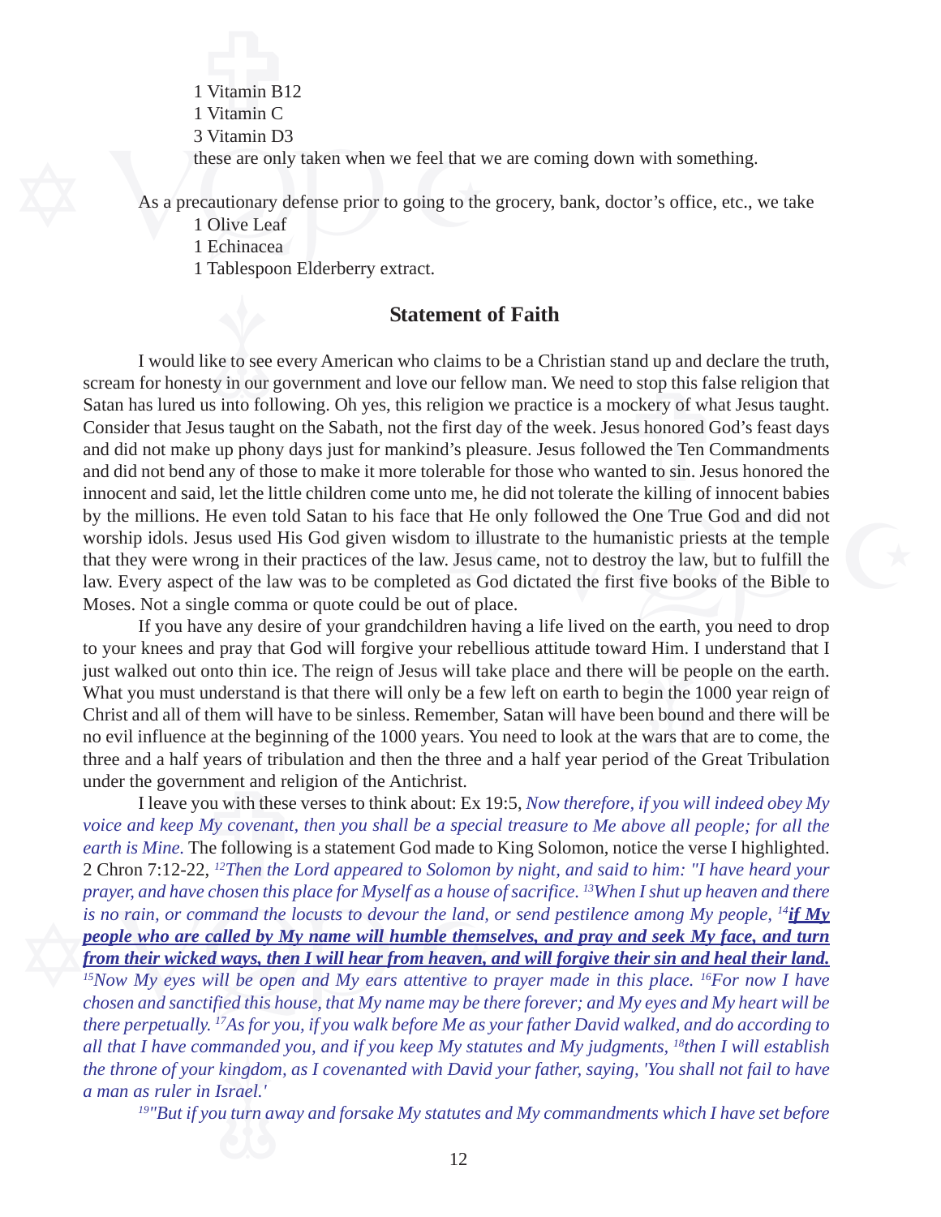1 Vitamin B12
1 Vitamin C
3 Vitamin D3
these are only taken when we feel that we are coming down with something.

As a precautionary defense prior to going to the grocery, bank, doctor's office, etc., we take
1 Olive Leaf
1 Echinacea
1 Tablespoon Elderberry extract.

## Statement of Faith

I would like to see every American who claims to be a Christian stand up and declare the truth, scream for honesty in our government and love our fellow man. We need to stop this false religion that Satan has lured us into following. Oh yes, this religion we practice is a mockery of what Jesus taught. Consider that Jesus taught on the Sabath, not the first day of the week. Jesus honored God's feast days and did not make up phony days just for mankind's pleasure. Jesus followed the Ten Commandments and did not bend any of those to make it more tolerable for those who wanted to sin. Jesus honored the innocent and said, let the little children come unto me, he did not tolerate the killing of innocent babies by the millions. He even told Satan to his face that He only followed the One True God and did not worship idols. Jesus used His God given wisdom to illustrate to the humanistic priests at the temple that they were wrong in their practices of the law. Jesus came, not to destroy the law, but to fulfill the law. Every aspect of the law was to be completed as God dictated the first five books of the Bible to Moses. Not a single comma or quote could be out of place.

If you have any desire of your grandchildren having a life lived on the earth, you need to drop to your knees and pray that God will forgive your rebellious attitude toward Him. I understand that I just walked out onto thin ice. The reign of Jesus will take place and there will be people on the earth. What you must understand is that there will only be a few left on earth to begin the 1000 year reign of Christ and all of them will have to be sinless. Remember, Satan will have been bound and there will be no evil influence at the beginning of the 1000 years. You need to look at the wars that are to come, the three and a half years of tribulation and then the three and a half year period of the Great Tribulation under the government and religion of the Antichrist.

I leave you with these verses to think about: Ex 19:5, *Now therefore, if you will indeed obey My voice and keep My covenant, then you shall be a special treasure to Me above all people; for all the earth is Mine.* The following is a statement God made to King Solomon, notice the verse I highlighted. 2 Chron 7:12-22, *[12]Then the Lord appeared to Solomon by night, and said to him: "I have heard your prayer, and have chosen this place for Myself as a house of sacrifice. [13]When I shut up heaven and there is no rain, or command the locusts to devour the land, or send pestilence among My people, [14]**<u>if My people who are called by My name will humble themselves, and pray and seek My face, and turn from their wicked ways, then I will hear from heaven, and will forgive their sin and heal their land.</u>** [15]Now My eyes will be open and My ears attentive to prayer made in this place. [16]For now I have chosen and sanctified this house, that My name may be there forever; and My eyes and My heart will be there perpetually. [17]As for you, if you walk before Me as your father David walked, and do according to all that I have commanded you, and if you keep My statutes and My judgments, [18]then I will establish the throne of your kingdom, as I covenanted with David your father, saying, 'You shall not fail to have a man as ruler in Israel.'*

*[19]"But if you turn away and forsake My statutes and My commandments which I have set before*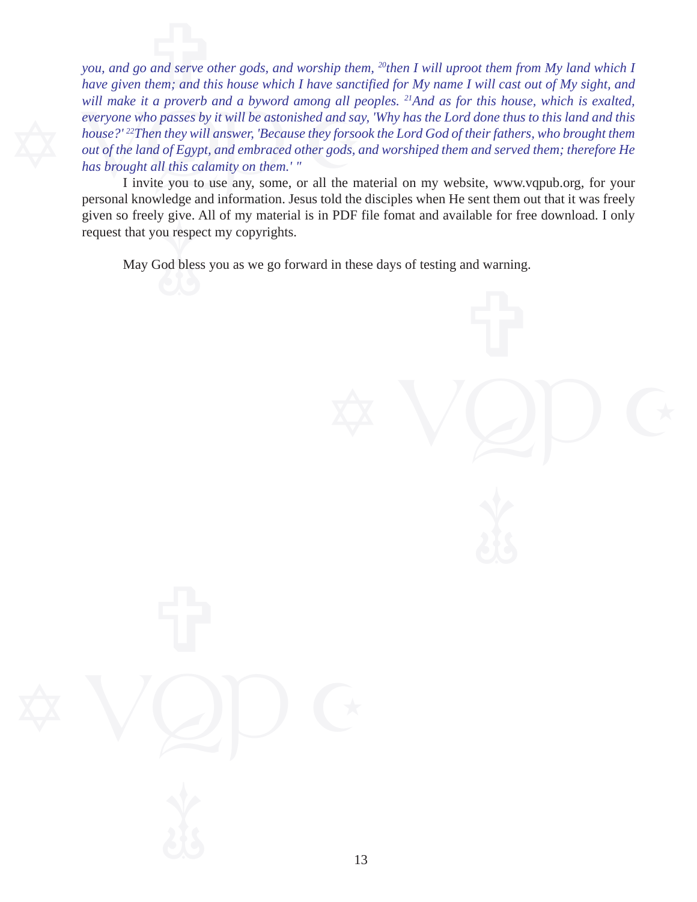*you, and go and serve other gods, and worship them, [20]then I will uproot them from My land which I have given them; and this house which I have sanctified for My name I will cast out of My sight, and will make it a proverb and a byword among all peoples. [21]And as for this house, which is exalted, everyone who passes by it will be astonished and say, 'Why has the Lord done thus to this land and this house?' [22]Then they will answer, 'Because they forsook the Lord God of their fathers, who brought them out of the land of Egypt, and embraced other gods, and worshiped them and served them; therefore He has brought all this calamity on them.' "*

I invite you to use any, some, or all the material on my website, www.vqpub.org, for your personal knowledge and information. Jesus told the disciples when He sent them out that it was freely given so freely give. All of my material is in PDF file fomat and available for free download. I only request that you respect my copyrights.

May God bless you as we go forward in these days of testing and warning.